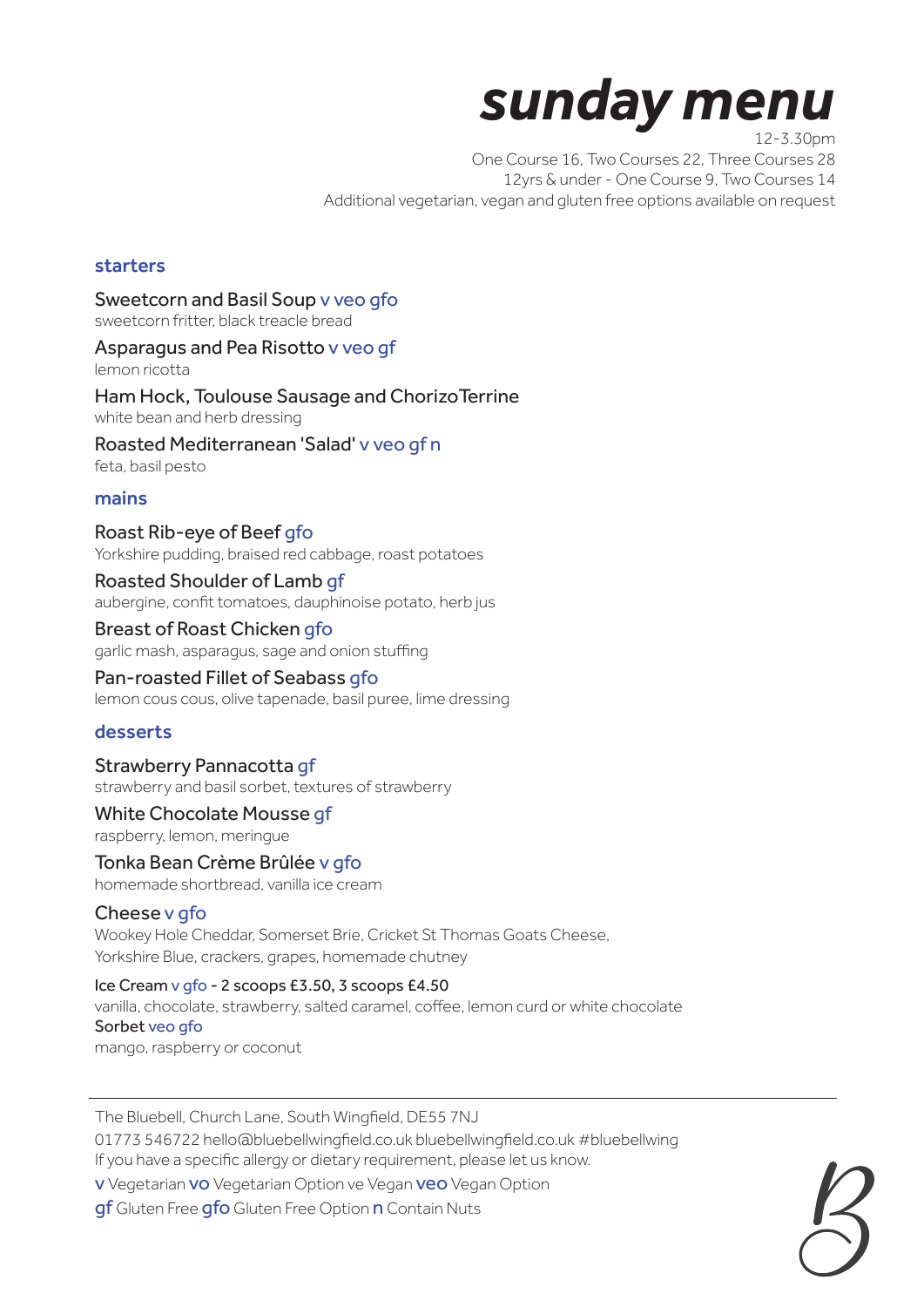# sunday menu

12-3.30pm
One Course 16, Two Courses 22, Three Courses 28
12yrs & under - One Course 9, Two Courses 14
Additional vegetarian, vegan and gluten free options available on request

## starters

**Sweetcorn and Basil Soup** v veo gfo
sweetcorn fritter, black treacle bread

**Asparagus and Pea Risotto** v veo gf
lemon ricotta

**Ham Hock, Toulouse Sausage and ChorizoTerrine**
white bean and herb dressing

**Roasted Mediterranean 'Salad'** v veo gf n
feta, basil pesto

## mains

**Roast Rib-eye of Beef** gfo
Yorkshire pudding, braised red cabbage, roast potatoes

**Roasted Shoulder of Lamb** gf
aubergine, confit tomatoes, dauphinoise potato, herb jus

**Breast of Roast Chicken** gfo
garlic mash, asparagus, sage and onion stuffing

**Pan-roasted Fillet of Seabass** gfo
lemon cous cous, olive tapenade, basil puree, lime dressing

## desserts

**Strawberry Pannacotta** gf
strawberry and basil sorbet, textures of strawberry

**White Chocolate Mousse** gf
raspberry, lemon, meringue

**Tonka Bean Crème Brûlée** v gfo
homemade shortbread, vanilla ice cream

**Cheese** v gfo
Wookey Hole Cheddar, Somerset Brie, Cricket St Thomas Goats Cheese,
Yorkshire Blue, crackers, grapes, homemade chutney

**Ice Cream** v gfo **- 2 scoops £3.50, 3 scoops £4.50**
vanilla, chocolate, strawberry, salted caramel, coffee, lemon curd or white chocolate

**Sorbet** veo gfo
mango, raspberry or coconut

---

The Bluebell, Church Lane, South Wingfield, DE55 7NJ
01773 546722 hello@bluebellwingfield.co.uk bluebellwingfield.co.uk #bluebellwing
If you have a specific allergy or dietary requirement, please let us know.

**v** Vegetarian **vo** Vegetarian Option ve Vegan **veo** Vegan Option
**gf** Gluten Free **gfo** Gluten Free Option **n** Contain Nuts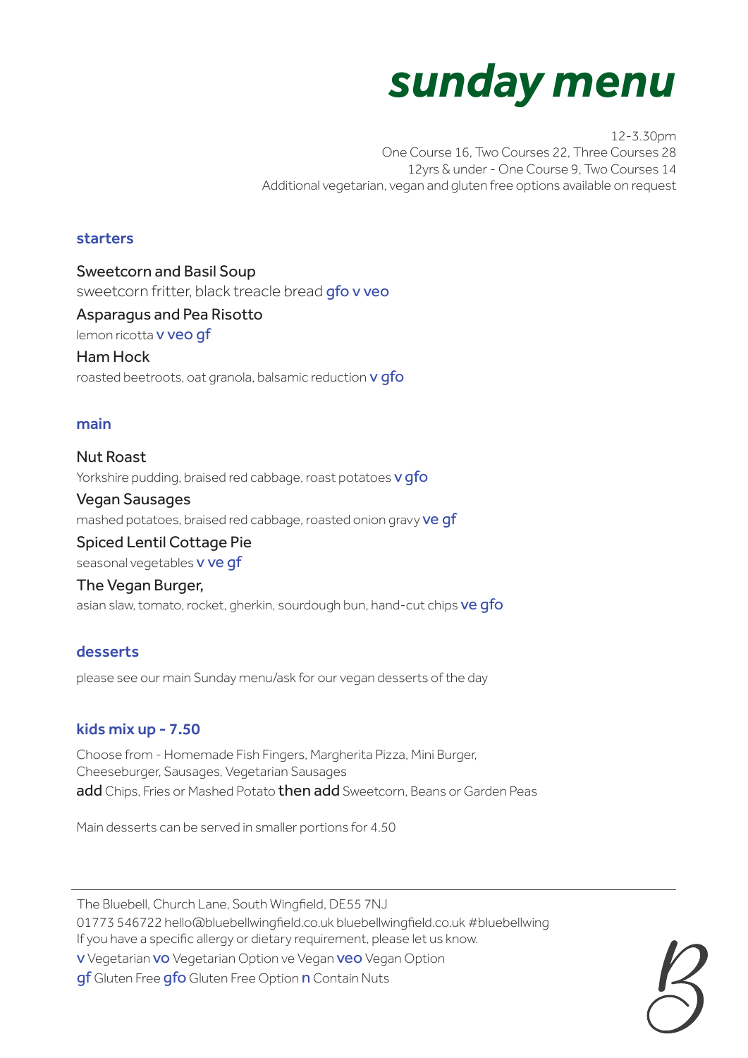# sunday menu

12-3.30pm
One Course 16, Two Courses 22, Three Courses 28
12yrs & under - One Course 9, Two Courses 14
Additional vegetarian, vegan and gluten free options available on request

## starters

**Sweetcorn and Basil Soup**
sweetcorn fritter, black treacle bread gfo v veo

**Asparagus and Pea Risotto**
lemon ricotta v veo gf

**Ham Hock**
roasted beetroots, oat granola, balsamic reduction v gfo

## main

**Nut Roast**
Yorkshire pudding, braised red cabbage, roast potatoes v gfo

**Vegan Sausages**
mashed potatoes, braised red cabbage, roasted onion gravy ve gf

**Spiced Lentil Cottage Pie**
seasonal vegetables v ve gf

**The Vegan Burger,**
asian slaw, tomato, rocket, gherkin, sourdough bun, hand-cut chips ve gfo

## desserts

please see our main Sunday menu/ask for our vegan desserts of the day

## kids mix up - 7.50

Choose from - Homemade Fish Fingers, Margherita Pizza, Mini Burger, Cheeseburger, Sausages, Vegetarian Sausages
**add** Chips, Fries or Mashed Potato **then add** Sweetcorn, Beans or Garden Peas

Main desserts can be served in smaller portions for 4.50

---

The Bluebell, Church Lane, South Wingfield, DE55 7NJ
01773 546722 hello@bluebellwingfield.co.uk bluebellwingfield.co.uk #bluebellwing
If you have a specific allergy or dietary requirement, please let us know.
v Vegetarian vo Vegetarian Option ve Vegan veo Vegan Option
gf Gluten Free gfo Gluten Free Option n Contain Nuts